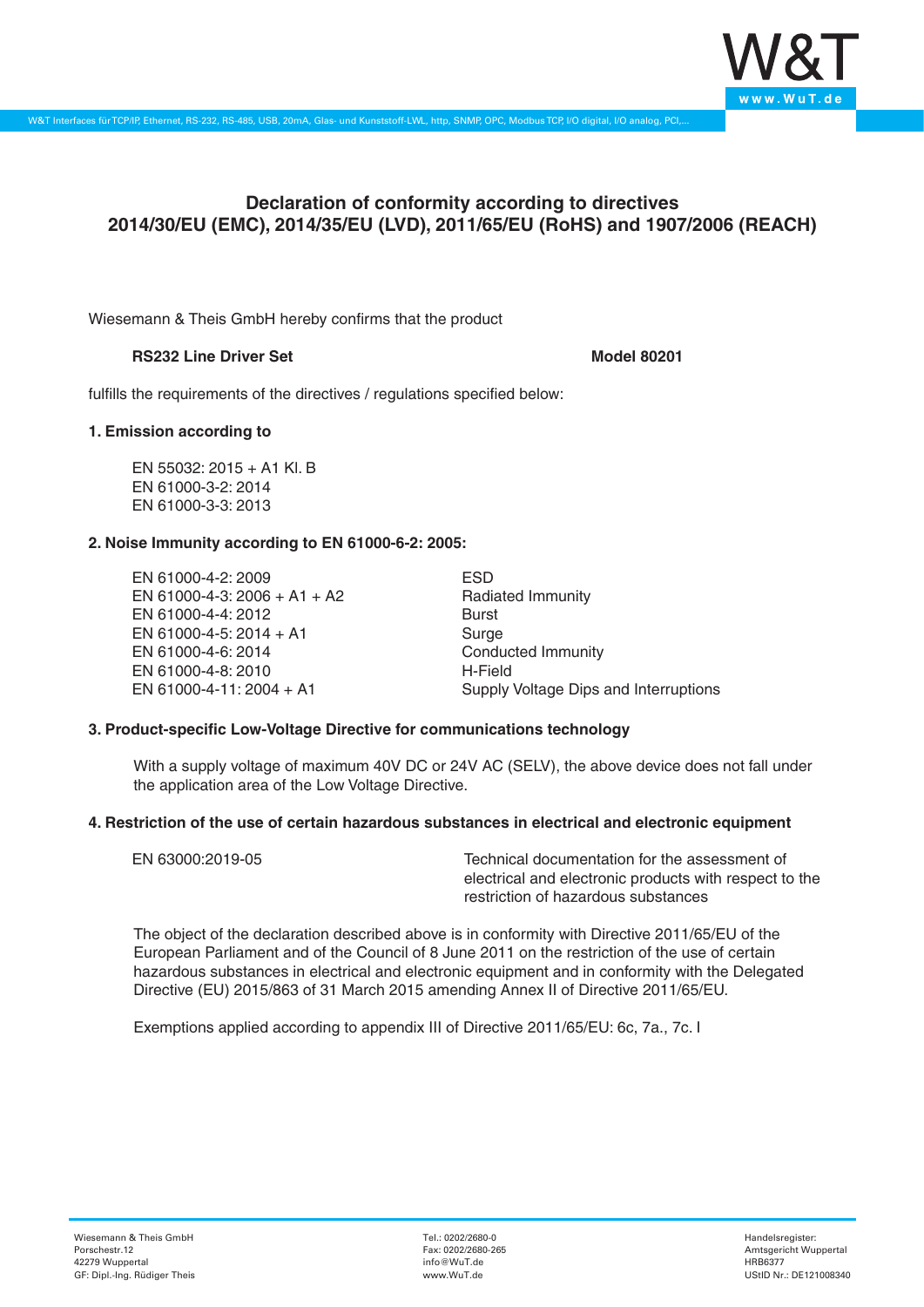# Declaration of conformity according to directives 2014/30/EU (EMC), 2014/35/EU (LVD), 2011/65/EU (RoHS) and 1907/2006 (REACH)

Wiesemann & Theis GmbH hereby confirms that the product

**RS232 Line Driver Set** **Model 80201**

fulfills the requirements of the directives / regulations specified below:

**1. Emission according to**

EN 55032: 2015 + A1 Kl. B
EN 61000-3-2: 2014
EN 61000-3-3: 2013

**2. Noise Immunity according to EN 61000-6-2: 2005:**

| | |
|---|---|
| EN 61000-4-2: 2009 | ESD |
| EN 61000-4-3: 2006 + A1 + A2 | Radiated Immunity |
| EN 61000-4-4: 2012 | Burst |
| EN 61000-4-5: 2014 + A1 | Surge |
| EN 61000-4-6: 2014 | Conducted Immunity |
| EN 61000-4-8: 2010 | H-Field |
| EN 61000-4-11: 2004 + A1 | Supply Voltage Dips and Interruptions |

**3. Product-specific Low-Voltage Directive for communications technology**

With a supply voltage of maximum 40V DC or 24V AC (SELV), the above device does not fall under the application area of the Low Voltage Directive.

**4. Restriction of the use of certain hazardous substances in electrical and electronic equipment**

| | |
|---|---|
| EN 63000:2019-05 | Technical documentation for the assessment of electrical and electronic products with respect to the restriction of hazardous substances |

The object of the declaration described above is in conformity with Directive 2011/65/EU of the European Parliament and of the Council of 8 June 2011 on the restriction of the use of certain hazardous substances in electrical and electronic equipment and in conformity with the Delegated Directive (EU) 2015/863 of 31 March 2015 amending Annex II of Directive 2011/65/EU.

Exemptions applied according to appendix III of Directive 2011/65/EU: 6c, 7a., 7c. I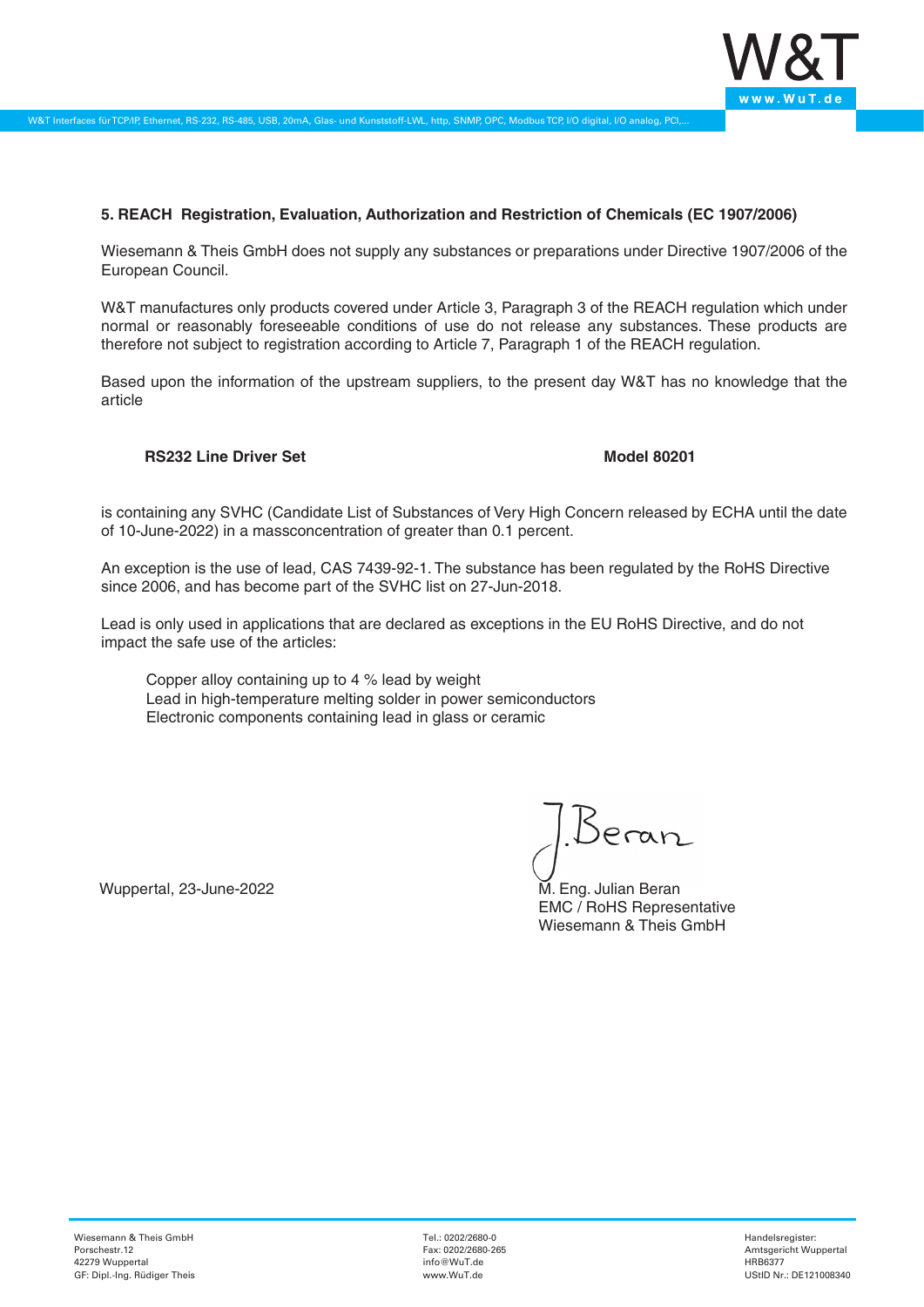### 5. REACH Registration, Evaluation, Authorization and Restriction of Chemicals (EC 1907/2006)

Wiesemann & Theis GmbH does not supply any substances or preparations under Directive 1907/2006 of the European Council.

W&T manufactures only products covered under Article 3, Paragraph 3 of the REACH regulation which under normal or reasonably foreseeable conditions of use do not release any substances. These products are therefore not subject to registration according to Article 7, Paragraph 1 of the REACH regulation.

Based upon the information of the upstream suppliers, to the present day W&T has no knowledge that the article

**RS232 Line Driver Set** **Model 80201**

is containing any SVHC (Candidate List of Substances of Very High Concern released by ECHA until the date of 10-June-2022) in a massconcentration of greater than 0.1 percent.

An exception is the use of lead, CAS 7439-92-1. The substance has been regulated by the RoHS Directive since 2006, and has become part of the SVHC list on 27-Jun-2018.

Lead is only used in applications that are declared as exceptions in the EU RoHS Directive, and do not impact the safe use of the articles:

Copper alloy containing up to 4 % lead by weight
Lead in high-temperature melting solder in power semiconductors
Electronic components containing lead in glass or ceramic

Wuppertal, 23-June-2022

J. Beran

M. Eng. Julian Beran
EMC / RoHS Representative
Wiesemann & Theis GmbH